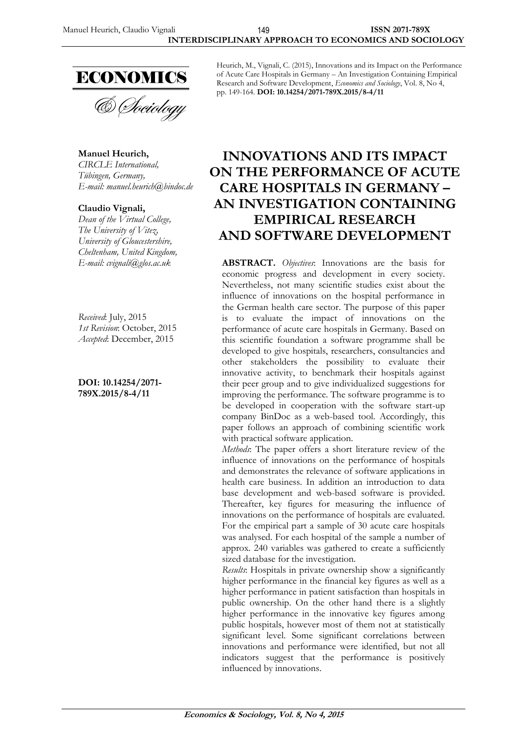ECONOMICS

& Sociology

Heurich, M., Vignali, C. (2015), Innovations and its Impact on the Performance of Acute Care Hospitals in Germany – An Investigation Containing Empirical Research and Software Development, *Economics and Sociology*, Vol. 8, No 4, pp. 149-164. **DOI: 10.14254/2071-789X.2015/8-4/11**

**Manuel Heurich,**
*CIRCLE International,*
*Tübingen, Germany,*
*E-mail: manuel.heurich@bindoc.de*

**Claudio Vignali,**
*Dean of the Virtual College,*
*The University of Vitez,*
*University of Gloucestershire,*
*Cheltenham, United Kingdom,*
*E-mail: cvignali@glos.ac.uk*

*Received*: July, 2015
*1st Revision*: October, 2015
*Accepted*: December, 2015

**DOI: 10.14254/2071-789X.2015/8-4/11**

# INNOVATIONS AND ITS IMPACT ON THE PERFORMANCE OF ACUTE CARE HOSPITALS IN GERMANY – AN INVESTIGATION CONTAINING EMPIRICAL RESEARCH AND SOFTWARE DEVELOPMENT

**ABSTRACT.** *Objectives*: Innovations are the basis for economic progress and development in every society. Nevertheless, not many scientific studies exist about the influence of innovations on the hospital performance in the German health care sector. The purpose of this paper is to evaluate the impact of innovations on the performance of acute care hospitals in Germany. Based on this scientific foundation a software programme shall be developed to give hospitals, researchers, consultancies and other stakeholders the possibility to evaluate their innovative activity, to benchmark their hospitals against their peer group and to give individualized suggestions for improving the performance. The software programme is to be developed in cooperation with the software start-up company BinDoc as a web-based tool. Accordingly, this paper follows an approach of combining scientific work with practical software application.

*Methods*: The paper offers a short literature review of the influence of innovations on the performance of hospitals and demonstrates the relevance of software applications in health care business. In addition an introduction to data base development and web-based software is provided. Thereafter, key figures for measuring the influence of innovations on the performance of hospitals are evaluated. For the empirical part a sample of 30 acute care hospitals was analysed. For each hospital of the sample a number of approx. 240 variables was gathered to create a sufficiently sized database for the investigation.

*Results*: Hospitals in private ownership show a significantly higher performance in the financial key figures as well as a higher performance in patient satisfaction than hospitals in public ownership. On the other hand there is a slightly higher performance in the innovative key figures among public hospitals, however most of them not at statistically significant level. Some significant correlations between innovations and performance were identified, but not all indicators suggest that the performance is positively influenced by innovations.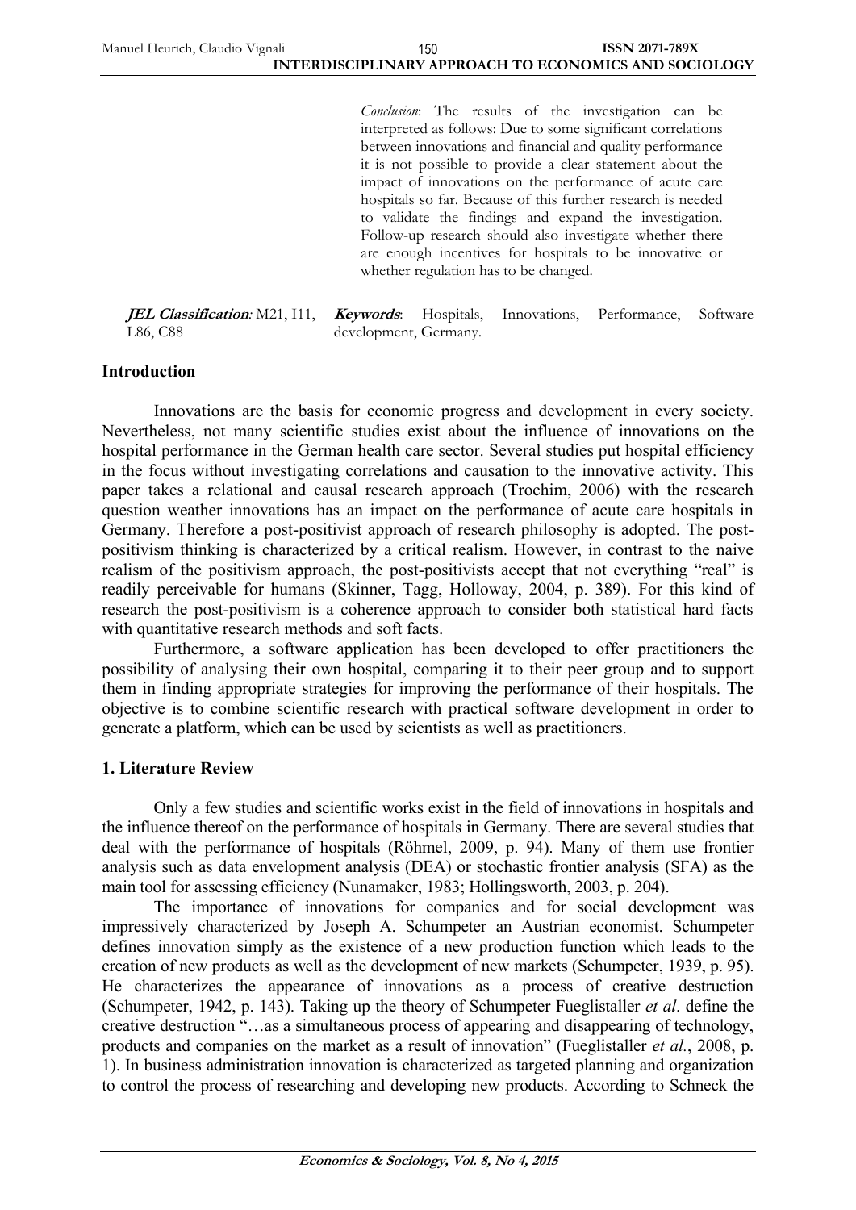*Conclusion*: The results of the investigation can be interpreted as follows: Due to some significant correlations between innovations and financial and quality performance it is not possible to provide a clear statement about the impact of innovations on the performance of acute care hospitals so far. Because of this further research is needed to validate the findings and expand the investigation. Follow-up research should also investigate whether there are enough incentives for hospitals to be innovative or whether regulation has to be changed.

***JEL Classification**:* M21, I11, L86, C88

***Keywords***: Hospitals, Innovations, Performance, Software development, Germany.

## Introduction

Innovations are the basis for economic progress and development in every society. Nevertheless, not many scientific studies exist about the influence of innovations on the hospital performance in the German health care sector. Several studies put hospital efficiency in the focus without investigating correlations and causation to the innovative activity. This paper takes a relational and causal research approach (Trochim, 2006) with the research question weather innovations has an impact on the performance of acute care hospitals in Germany. Therefore a post-positivist approach of research philosophy is adopted. The post-positivism thinking is characterized by a critical realism. However, in contrast to the naive realism of the positivism approach, the post-positivists accept that not everything "real" is readily perceivable for humans (Skinner, Tagg, Holloway, 2004, p. 389). For this kind of research the post-positivism is a coherence approach to consider both statistical hard facts with quantitative research methods and soft facts.

Furthermore, a software application has been developed to offer practitioners the possibility of analysing their own hospital, comparing it to their peer group and to support them in finding appropriate strategies for improving the performance of their hospitals. The objective is to combine scientific research with practical software development in order to generate a platform, which can be used by scientists as well as practitioners.

## 1. Literature Review

Only a few studies and scientific works exist in the field of innovations in hospitals and the influence thereof on the performance of hospitals in Germany. There are several studies that deal with the performance of hospitals (Röhmel, 2009, p. 94). Many of them use frontier analysis such as data envelopment analysis (DEA) or stochastic frontier analysis (SFA) as the main tool for assessing efficiency (Nunamaker, 1983; Hollingsworth, 2003, p. 204).

The importance of innovations for companies and for social development was impressively characterized by Joseph A. Schumpeter an Austrian economist. Schumpeter defines innovation simply as the existence of a new production function which leads to the creation of new products as well as the development of new markets (Schumpeter, 1939, p. 95). He characterizes the appearance of innovations as a process of creative destruction (Schumpeter, 1942, p. 143). Taking up the theory of Schumpeter Fueglistaller *et al*. define the creative destruction "…as a simultaneous process of appearing and disappearing of technology, products and companies on the market as a result of innovation" (Fueglistaller *et al.*, 2008, p. 1). In business administration innovation is characterized as targeted planning and organization to control the process of researching and developing new products. According to Schneck the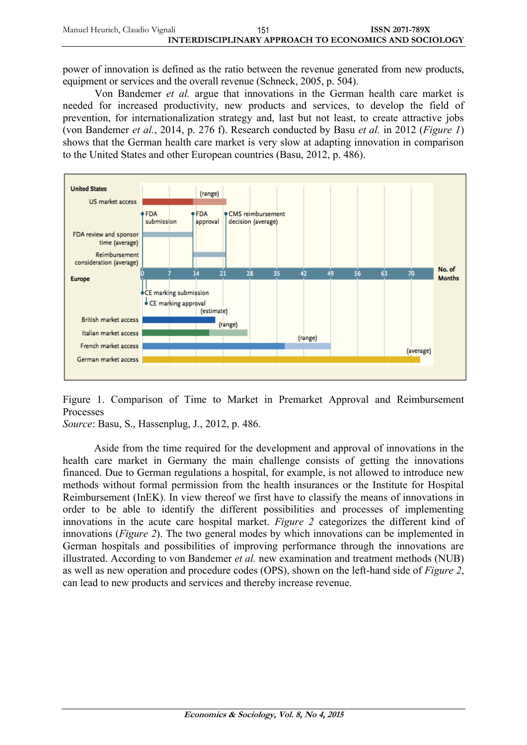power of innovation is defined as the ratio between the revenue generated from new products, equipment or services and the overall revenue (Schneck, 2005, p. 504).

Von Bandemer *et al.* argue that innovations in the German health care market is needed for increased productivity, new products and services, to develop the field of prevention, for internationalization strategy and, last but not least, to create attractive jobs (von Bandemer *et al.*, 2014, p. 276 f). Research conducted by Basu *et al.* in 2012 (*Figure 1*) shows that the German health care market is very slow at adapting innovation in comparison to the United States and other European countries (Basu, 2012, p. 486).

Figure 1. Comparison of Time to Market in Premarket Approval and Reimbursement Processes

*Source*: Basu, S., Hassenplug, J., 2012, p. 486.

Aside from the time required for the development and approval of innovations in the health care market in Germany the main challenge consists of getting the innovations financed. Due to German regulations a hospital, for example, is not allowed to introduce new methods without formal permission from the health insurances or the Institute for Hospital Reimbursement (InEK). In view thereof we first have to classify the means of innovations in order to be able to identify the different possibilities and processes of implementing innovations in the acute care hospital market. *Figure 2* categorizes the different kind of innovations (*Figure 2*). The two general modes by which innovations can be implemented in German hospitals and possibilities of improving performance through the innovations are illustrated. According to von Bandemer *et al.* new examination and treatment methods (NUB) as well as new operation and procedure codes (OPS), shown on the left-hand side of *Figure 2*, can lead to new products and services and thereby increase revenue.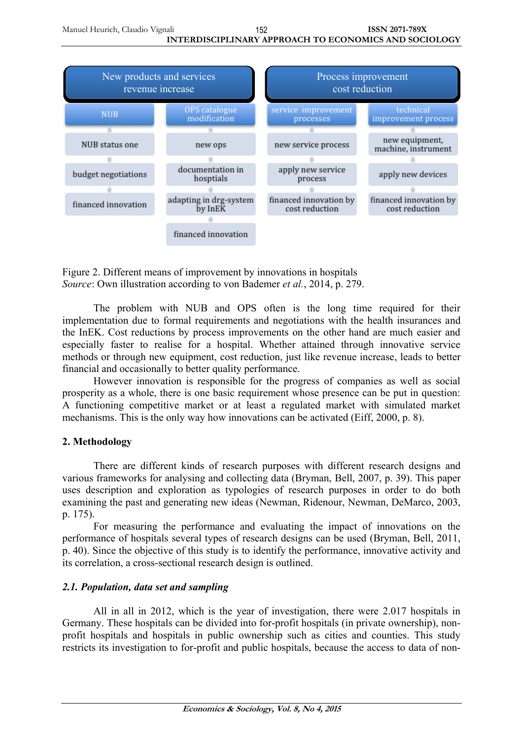| New products and services revenue increase | | Process improvement cost reduction | |
|---|---|---|---|
| NUB | OPS catalogue modification | service improvement processes | technical improvement process |
| NUB status one | new ops | new service process | new equipment, machine, instrument |
| budget negotiations | documentation in hosptials | apply new service process | apply new devices |
| financed innovation | adapting in drg-system by InEK | financed innovation by cost reduction | financed innovation by cost reduction |
| | financed innovation | | |

Figure 2. Different means of improvement by innovations in hospitals
*Source*: Own illustration according to von Bademer *et al.*, 2014, p. 279.

The problem with NUB and OPS often is the long time required for their implementation due to formal requirements and negotiations with the health insurances and the InEK. Cost reductions by process improvements on the other hand are much easier and especially faster to realise for a hospital. Whether attained through innovative service methods or through new equipment, cost reduction, just like revenue increase, leads to better financial and occasionally to better quality performance.

However innovation is responsible for the progress of companies as well as social prosperity as a whole, there is one basic requirement whose presence can be put in question: A functioning competitive market or at least a regulated market with simulated market mechanisms. This is the only way how innovations can be activated (Eiff, 2000, p. 8).

## 2. Methodology

There are different kinds of research purposes with different research designs and various frameworks for analysing and collecting data (Bryman, Bell, 2007, p. 39). This paper uses description and exploration as typologies of research purposes in order to do both examining the past and generating new ideas (Newman, Ridenour, Newman, DeMarco, 2003, p. 175).

For measuring the performance and evaluating the impact of innovations on the performance of hospitals several types of research designs can be used (Bryman, Bell, 2011, p. 40). Since the objective of this study is to identify the performance, innovative activity and its correlation, a cross-sectional research design is outlined.

### *2.1. Population, data set and sampling*

All in all in 2012, which is the year of investigation, there were 2.017 hospitals in Germany. These hospitals can be divided into for-profit hospitals (in private ownership), non-profit hospitals and hospitals in public ownership such as cities and counties. This study restricts its investigation to for-profit and public hospitals, because the access to data of non-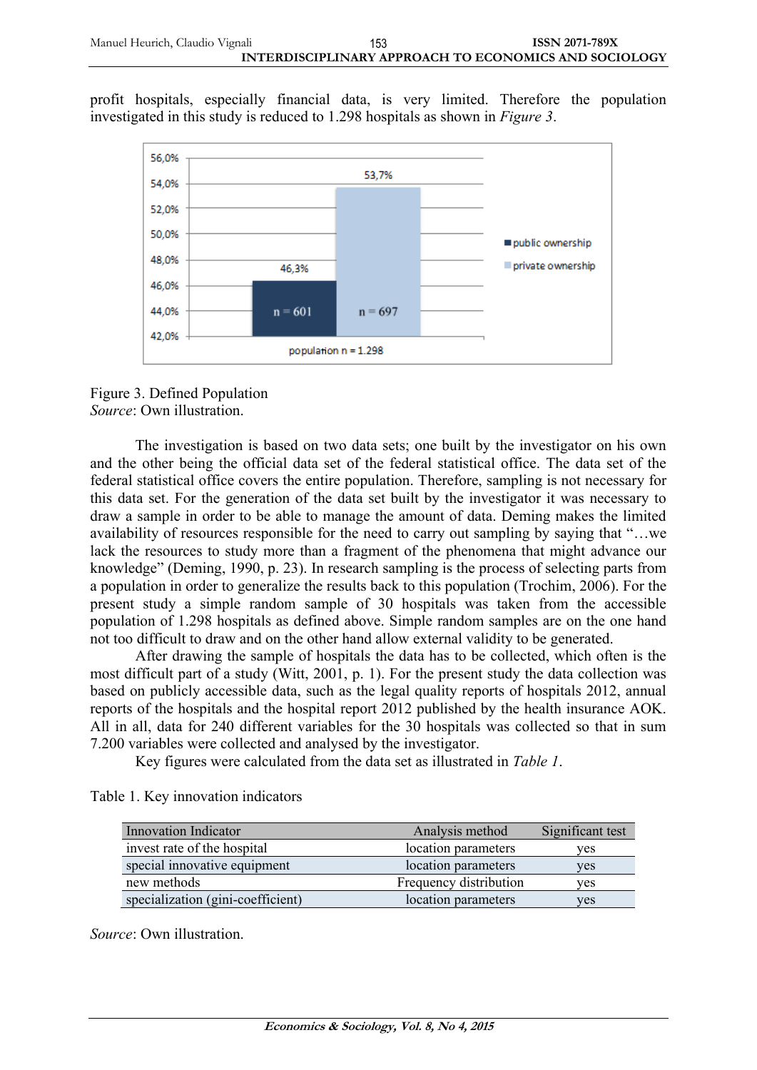profit hospitals, especially financial data, is very limited. Therefore the population investigated in this study is reduced to 1.298 hospitals as shown in *Figure 3*.

Figure 3. Defined Population
*Source*: Own illustration.

The investigation is based on two data sets; one built by the investigator on his own and the other being the official data set of the federal statistical office. The data set of the federal statistical office covers the entire population. Therefore, sampling is not necessary for this data set. For the generation of the data set built by the investigator it was necessary to draw a sample in order to be able to manage the amount of data. Deming makes the limited availability of resources responsible for the need to carry out sampling by saying that "…we lack the resources to study more than a fragment of the phenomena that might advance our knowledge" (Deming, 1990, p. 23). In research sampling is the process of selecting parts from a population in order to generalize the results back to this population (Trochim, 2006). For the present study a simple random sample of 30 hospitals was taken from the accessible population of 1.298 hospitals as defined above. Simple random samples are on the one hand not too difficult to draw and on the other hand allow external validity to be generated.

After drawing the sample of hospitals the data has to be collected, which often is the most difficult part of a study (Witt, 2001, p. 1). For the present study the data collection was based on publicly accessible data, such as the legal quality reports of hospitals 2012, annual reports of the hospitals and the hospital report 2012 published by the health insurance AOK. All in all, data for 240 different variables for the 30 hospitals was collected so that in sum 7.200 variables were collected and analysed by the investigator.

Key figures were calculated from the data set as illustrated in *Table 1*.

Table 1. Key innovation indicators

| Innovation Indicator | Analysis method | Significant test |
|---|---|---|
| invest rate of the hospital | location parameters | yes |
| special innovative equipment | location parameters | yes |
| new methods | Frequency distribution | yes |
| specialization (gini-coefficient) | location parameters | yes |

*Source*: Own illustration.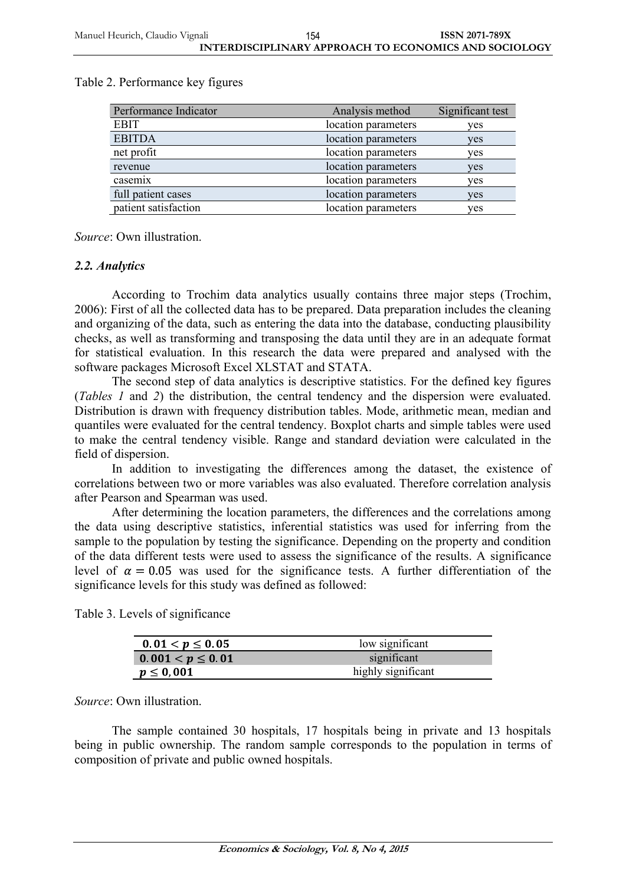Table 2. Performance key figures

| Performance Indicator | Analysis method | Significant test |
|---|---|---|
| EBIT | location parameters | yes |
| EBITDA | location parameters | yes |
| net profit | location parameters | yes |
| revenue | location parameters | yes |
| casemix | location parameters | yes |
| full patient cases | location parameters | yes |
| patient satisfaction | location parameters | yes |

*Source*: Own illustration.

### *2.2. Analytics*

According to Trochim data analytics usually contains three major steps (Trochim, 2006): First of all the collected data has to be prepared. Data preparation includes the cleaning and organizing of the data, such as entering the data into the database, conducting plausibility checks, as well as transforming and transposing the data until they are in an adequate format for statistical evaluation. In this research the data were prepared and analysed with the software packages Microsoft Excel XLSTAT and STATA.

The second step of data analytics is descriptive statistics. For the defined key figures (*Tables 1* and *2*) the distribution, the central tendency and the dispersion were evaluated. Distribution is drawn with frequency distribution tables. Mode, arithmetic mean, median and quantiles were evaluated for the central tendency. Boxplot charts and simple tables were used to make the central tendency visible. Range and standard deviation were calculated in the field of dispersion.

In addition to investigating the differences among the dataset, the existence of correlations between two or more variables was also evaluated. Therefore correlation analysis after Pearson and Spearman was used.

After determining the location parameters, the differences and the correlations among the data using descriptive statistics, inferential statistics was used for inferring from the sample to the population by testing the significance. Depending on the property and condition of the data different tests were used to assess the significance of the results. A significance level of $\alpha = 0.05$ was used for the significance tests. A further differentiation of the significance levels for this study was defined as followed:

Table 3. Levels of significance

| | |
|---|---|
| $\mathbf{0.01 < p \leq 0.05}$ | low significant |
| $\mathbf{0.001 < p \leq 0.01}$ | significant |
| $\mathbf{p \leq 0,001}$ | highly significant |

*Source*: Own illustration.

The sample contained 30 hospitals, 17 hospitals being in private and 13 hospitals being in public ownership. The random sample corresponds to the population in terms of composition of private and public owned hospitals.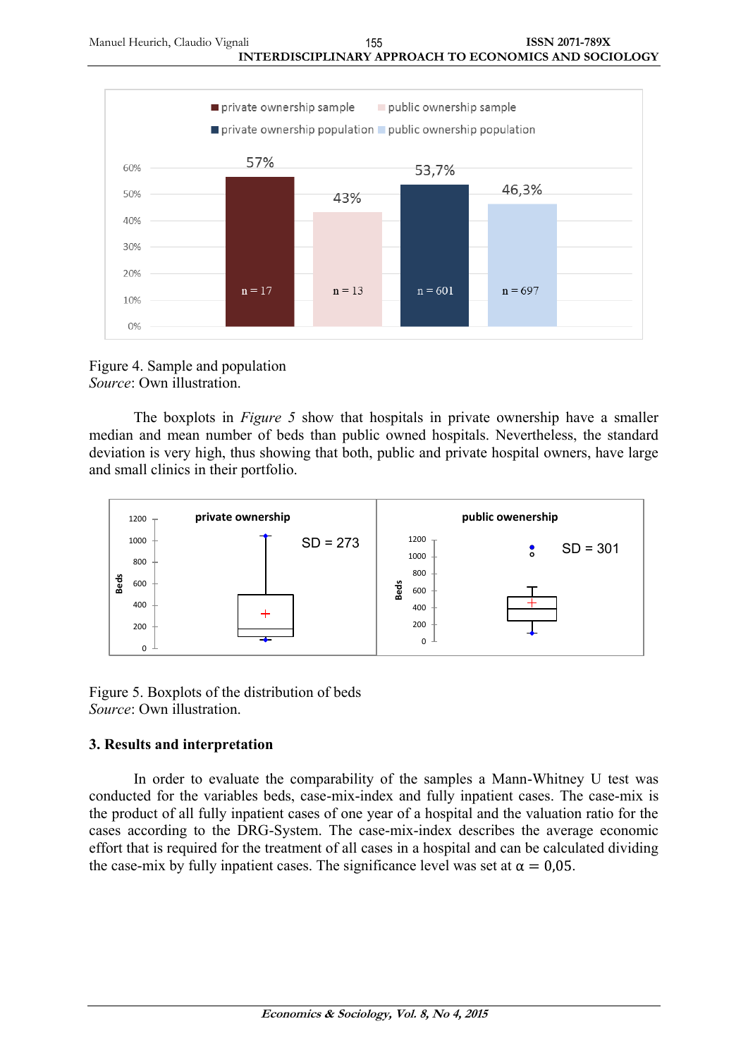Figure 4. Sample and population
*Source*: Own illustration.

The boxplots in *Figure 5* show that hospitals in private ownership have a smaller median and mean number of beds than public owned hospitals. Nevertheless, the standard deviation is very high, thus showing that both, public and private hospital owners, have large and small clinics in their portfolio.

Figure 5. Boxplots of the distribution of beds
*Source*: Own illustration.

### 3. Results and interpretation

In order to evaluate the comparability of the samples a Mann-Whitney U test was conducted for the variables beds, case-mix-index and fully inpatient cases. The case-mix is the product of all fully inpatient cases of one year of a hospital and the valuation ratio for the cases according to the DRG-System. The case-mix-index describes the average economic effort that is required for the treatment of all cases in a hospital and can be calculated dividing the case-mix by fully inpatient cases. The significance level was set at $\alpha = 0{,}05$.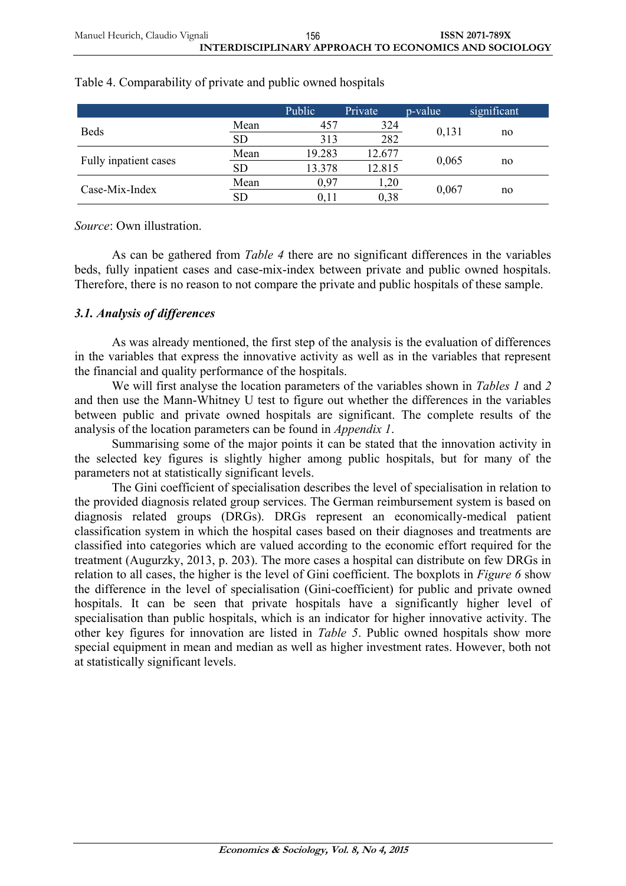Table 4. Comparability of private and public owned hospitals

| | | Public | Private | p-value | significant |
|---|---|---|---|---|---|
| Beds | Mean | 457 | 324 | 0,131 | no |
| | SD | 313 | 282 | | |
| Fully inpatient cases | Mean | 19.283 | 12.677 | 0,065 | no |
| | SD | 13.378 | 12.815 | | |
| Case-Mix-Index | Mean | 0,97 | 1,20 | 0,067 | no |
| | SD | 0,11 | 0,38 | | |

*Source*: Own illustration.

As can be gathered from *Table 4* there are no significant differences in the variables beds, fully inpatient cases and case-mix-index between private and public owned hospitals. Therefore, there is no reason to not compare the private and public hospitals of these sample.

### *3.1. Analysis of differences*

As was already mentioned, the first step of the analysis is the evaluation of differences in the variables that express the innovative activity as well as in the variables that represent the financial and quality performance of the hospitals.

We will first analyse the location parameters of the variables shown in *Tables 1* and *2* and then use the Mann-Whitney U test to figure out whether the differences in the variables between public and private owned hospitals are significant. The complete results of the analysis of the location parameters can be found in *Appendix 1*.

Summarising some of the major points it can be stated that the innovation activity in the selected key figures is slightly higher among public hospitals, but for many of the parameters not at statistically significant levels.

The Gini coefficient of specialisation describes the level of specialisation in relation to the provided diagnosis related group services. The German reimbursement system is based on diagnosis related groups (DRGs). DRGs represent an economically-medical patient classification system in which the hospital cases based on their diagnoses and treatments are classified into categories which are valued according to the economic effort required for the treatment (Augurzky, 2013, p. 203). The more cases a hospital can distribute on few DRGs in relation to all cases, the higher is the level of Gini coefficient. The boxplots in *Figure 6* show the difference in the level of specialisation (Gini-coefficient) for public and private owned hospitals. It can be seen that private hospitals have a significantly higher level of specialisation than public hospitals, which is an indicator for higher innovative activity. The other key figures for innovation are listed in *Table 5*. Public owned hospitals show more special equipment in mean and median as well as higher investment rates. However, both not at statistically significant levels.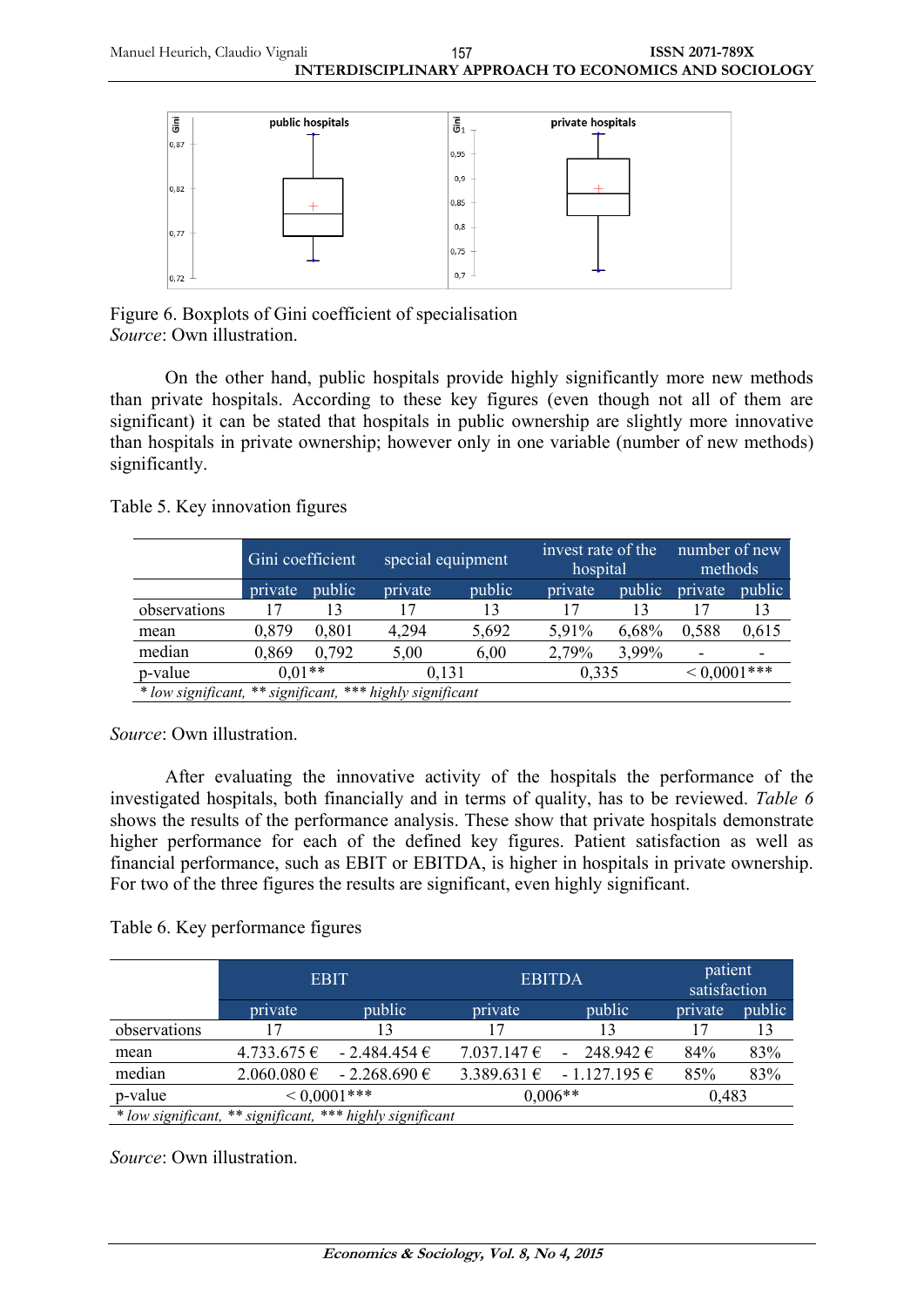Figure 6. Boxplots of Gini coefficient of specialisation
*Source*: Own illustration.

On the other hand, public hospitals provide highly significantly more new methods than private hospitals. According to these key figures (even though not all of them are significant) it can be stated that hospitals in public ownership are slightly more innovative than hospitals in private ownership; however only in one variable (number of new methods) significantly.

Table 5. Key innovation figures

| | Gini coefficient | | special equipment | | invest rate of the hospital | | number of new methods | |
|---|---|---|---|---|---|---|---|---|
| | private | public | private | public | private | public | private | public |
| observations | 17 | 13 | 17 | 13 | 17 | 13 | 17 | 13 |
| mean | 0,879 | 0,801 | 4,294 | 5,692 | 5,91% | 6,68% | 0,588 | 0,615 |
| median | 0,869 | 0,792 | 5,00 | 6,00 | 2,79% | 3,99% | - | - |
| p-value | 0,01** | | 0,131 | | 0,335 | | < 0,0001*** | |

*\* low significant, \*\* significant, \*\*\* highly significant*

*Source*: Own illustration.

After evaluating the innovative activity of the hospitals the performance of the investigated hospitals, both financially and in terms of quality, has to be reviewed. *Table 6* shows the results of the performance analysis. These show that private hospitals demonstrate higher performance for each of the defined key figures. Patient satisfaction as well as financial performance, such as EBIT or EBITDA, is higher in hospitals in private ownership. For two of the three figures the results are significant, even highly significant.

Table 6. Key performance figures

| | EBIT | | EBITDA | | patient satisfaction | |
|---|---|---|---|---|---|---|
| | private | public | private | public | private | public |
| observations | 17 | 13 | 17 | 13 | 17 | 13 |
| mean | 4.733.675 € | - 2.484.454 € | 7.037.147 € | - 248.942 € | 84% | 83% |
| median | 2.060.080 € | - 2.268.690 € | 3.389.631 € | - 1.127.195 € | 85% | 83% |
| p-value | < 0,0001*** | | 0,006** | | 0,483 | |

*\* low significant, \*\* significant, \*\*\* highly significant*

*Source*: Own illustration.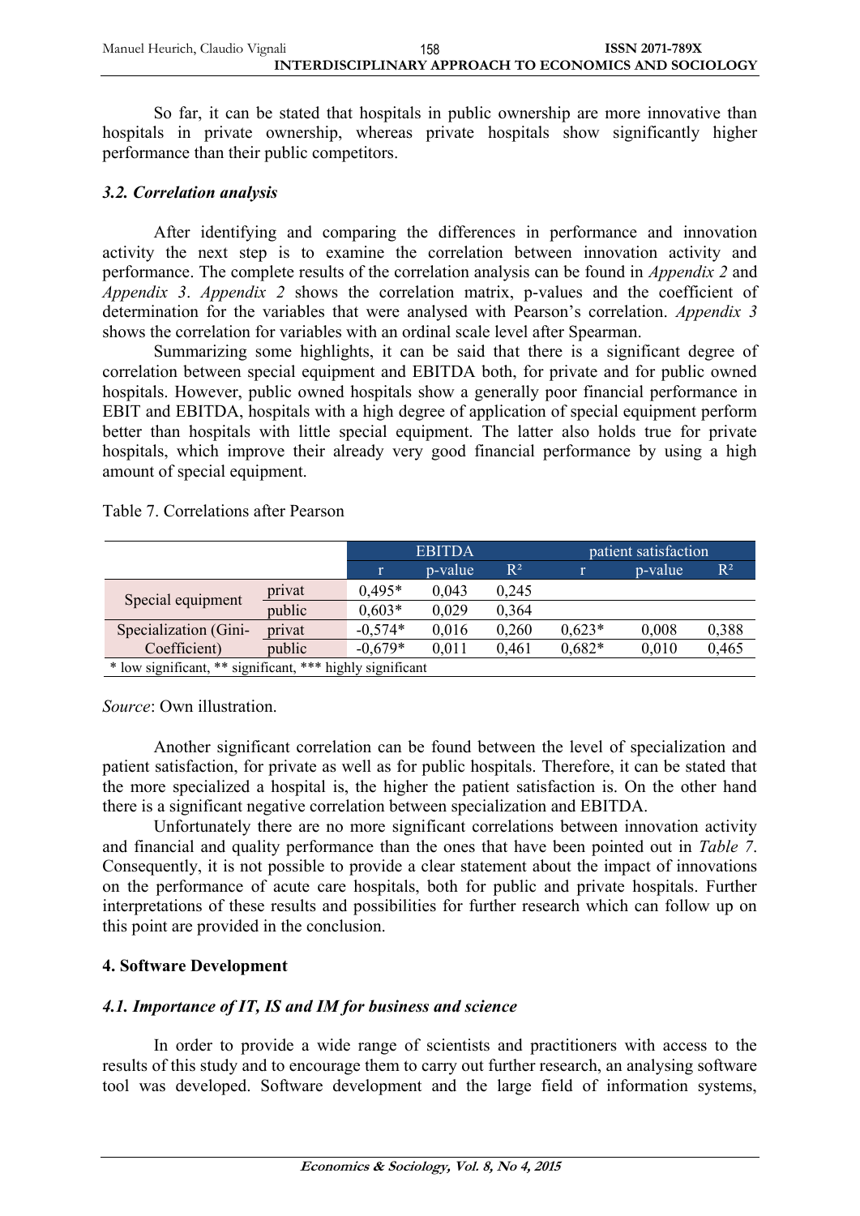So far, it can be stated that hospitals in public ownership are more innovative than hospitals in private ownership, whereas private hospitals show significantly higher performance than their public competitors.

### *3.2. Correlation analysis*

After identifying and comparing the differences in performance and innovation activity the next step is to examine the correlation between innovation activity and performance. The complete results of the correlation analysis can be found in *Appendix 2* and *Appendix 3*. *Appendix 2* shows the correlation matrix, p-values and the coefficient of determination for the variables that were analysed with Pearson's correlation. *Appendix 3* shows the correlation for variables with an ordinal scale level after Spearman.

Summarizing some highlights, it can be said that there is a significant degree of correlation between special equipment and EBITDA both, for private and for public owned hospitals. However, public owned hospitals show a generally poor financial performance in EBIT and EBITDA, hospitals with a high degree of application of special equipment perform better than hospitals with little special equipment. The latter also holds true for private hospitals, which improve their already very good financial performance by using a high amount of special equipment.

Table 7. Correlations after Pearson

| | | EBITDA | | | patient satisfaction | | |
|---|---|---|---|---|---|---|---|
| | | r | p-value | $R^2$ | r | p-value | $R^2$ |
| Special equipment | privat | 0,495* | 0,043 | 0,245 | | | |
| | public | 0,603* | 0,029 | 0,364 | | | |
| Specialization (Gini-Coefficient) | privat | -0,574* | 0,016 | 0,260 | 0,623* | 0,008 | 0,388 |
| | public | -0,679* | 0,011 | 0,461 | 0,682* | 0,010 | 0,465 |

\* low significant, ** significant, *** highly significant

*Source*: Own illustration.

Another significant correlation can be found between the level of specialization and patient satisfaction, for private as well as for public hospitals. Therefore, it can be stated that the more specialized a hospital is, the higher the patient satisfaction is. On the other hand there is a significant negative correlation between specialization and EBITDA.

Unfortunately there are no more significant correlations between innovation activity and financial and quality performance than the ones that have been pointed out in *Table 7*. Consequently, it is not possible to provide a clear statement about the impact of innovations on the performance of acute care hospitals, both for public and private hospitals. Further interpretations of these results and possibilities for further research which can follow up on this point are provided in the conclusion.

## 4. Software Development

### *4.1. Importance of IT, IS and IM for business and science*

In order to provide a wide range of scientists and practitioners with access to the results of this study and to encourage them to carry out further research, an analysing software tool was developed. Software development and the large field of information systems,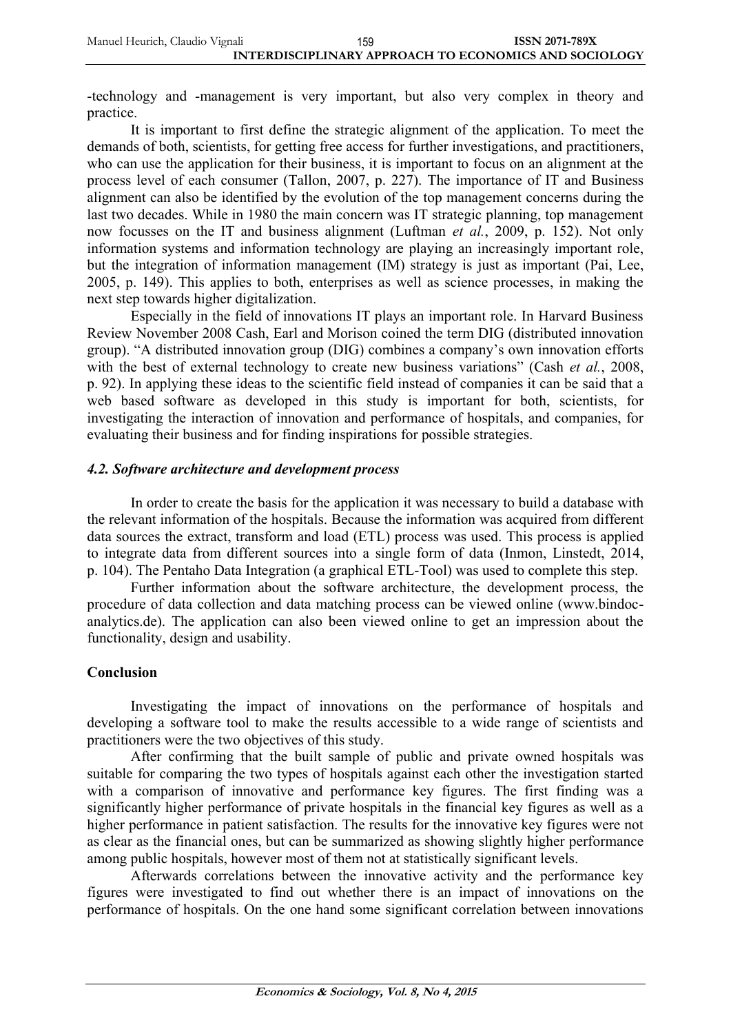-technology and -management is very important, but also very complex in theory and practice.

It is important to first define the strategic alignment of the application. To meet the demands of both, scientists, for getting free access for further investigations, and practitioners, who can use the application for their business, it is important to focus on an alignment at the process level of each consumer (Tallon, 2007, p. 227). The importance of IT and Business alignment can also be identified by the evolution of the top management concerns during the last two decades. While in 1980 the main concern was IT strategic planning, top management now focusses on the IT and business alignment (Luftman *et al.*, 2009, p. 152). Not only information systems and information technology are playing an increasingly important role, but the integration of information management (IM) strategy is just as important (Pai, Lee, 2005, p. 149). This applies to both, enterprises as well as science processes, in making the next step towards higher digitalization.

Especially in the field of innovations IT plays an important role. In Harvard Business Review November 2008 Cash, Earl and Morison coined the term DIG (distributed innovation group). "A distributed innovation group (DIG) combines a company's own innovation efforts with the best of external technology to create new business variations" (Cash *et al.*, 2008, p. 92). In applying these ideas to the scientific field instead of companies it can be said that a web based software as developed in this study is important for both, scientists, for investigating the interaction of innovation and performance of hospitals, and companies, for evaluating their business and for finding inspirations for possible strategies.

### *4.2. Software architecture and development process*

In order to create the basis for the application it was necessary to build a database with the relevant information of the hospitals. Because the information was acquired from different data sources the extract, transform and load (ETL) process was used. This process is applied to integrate data from different sources into a single form of data (Inmon, Linstedt, 2014, p. 104). The Pentaho Data Integration (a graphical ETL-Tool) was used to complete this step.

Further information about the software architecture, the development process, the procedure of data collection and data matching process can be viewed online (www.bindoc-analytics.de). The application can also been viewed online to get an impression about the functionality, design and usability.

## Conclusion

Investigating the impact of innovations on the performance of hospitals and developing a software tool to make the results accessible to a wide range of scientists and practitioners were the two objectives of this study.

After confirming that the built sample of public and private owned hospitals was suitable for comparing the two types of hospitals against each other the investigation started with a comparison of innovative and performance key figures. The first finding was a significantly higher performance of private hospitals in the financial key figures as well as a higher performance in patient satisfaction. The results for the innovative key figures were not as clear as the financial ones, but can be summarized as showing slightly higher performance among public hospitals, however most of them not at statistically significant levels.

Afterwards correlations between the innovative activity and the performance key figures were investigated to find out whether there is an impact of innovations on the performance of hospitals. On the one hand some significant correlation between innovations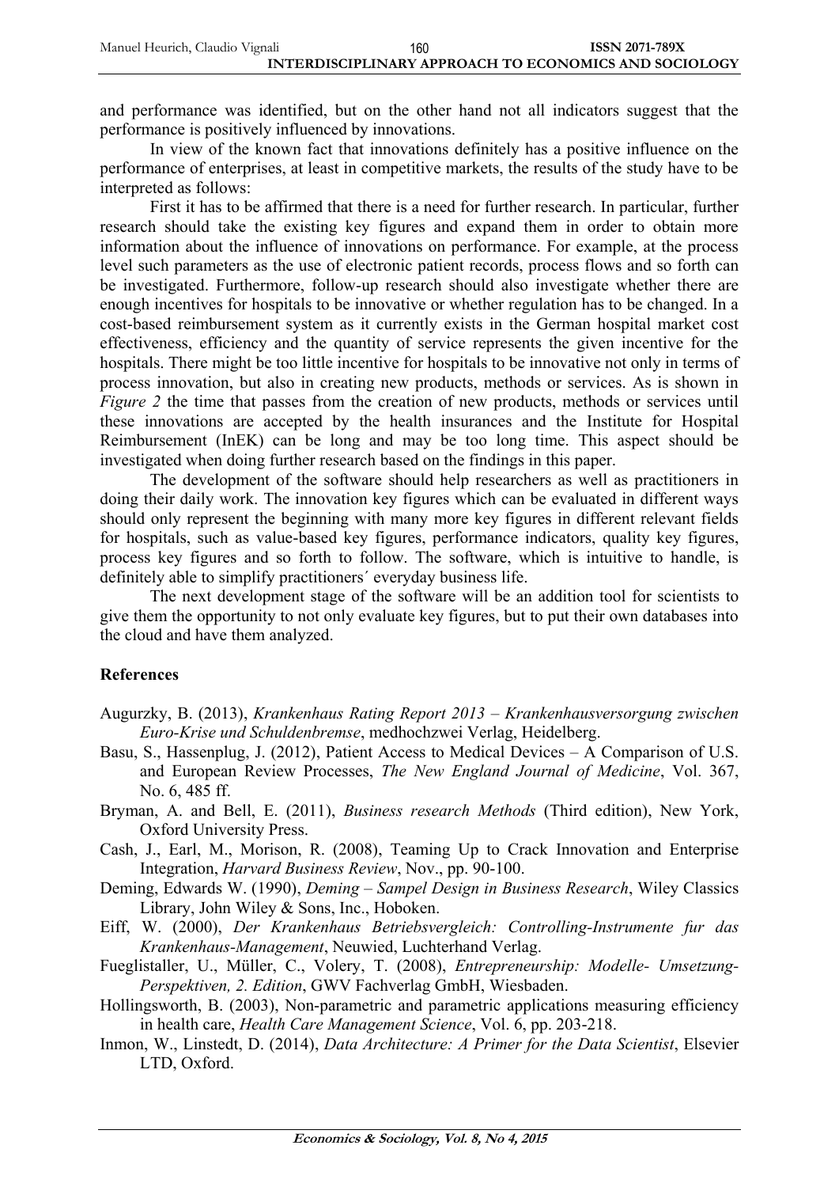and performance was identified, but on the other hand not all indicators suggest that the performance is positively influenced by innovations.

In view of the known fact that innovations definitely has a positive influence on the performance of enterprises, at least in competitive markets, the results of the study have to be interpreted as follows:

First it has to be affirmed that there is a need for further research. In particular, further research should take the existing key figures and expand them in order to obtain more information about the influence of innovations on performance. For example, at the process level such parameters as the use of electronic patient records, process flows and so forth can be investigated. Furthermore, follow-up research should also investigate whether there are enough incentives for hospitals to be innovative or whether regulation has to be changed. In a cost-based reimbursement system as it currently exists in the German hospital market cost effectiveness, efficiency and the quantity of service represents the given incentive for the hospitals. There might be too little incentive for hospitals to be innovative not only in terms of process innovation, but also in creating new products, methods or services. As is shown in *Figure 2* the time that passes from the creation of new products, methods or services until these innovations are accepted by the health insurances and the Institute for Hospital Reimbursement (InEK) can be long and may be too long time. This aspect should be investigated when doing further research based on the findings in this paper.

The development of the software should help researchers as well as practitioners in doing their daily work. The innovation key figures which can be evaluated in different ways should only represent the beginning with many more key figures in different relevant fields for hospitals, such as value-based key figures, performance indicators, quality key figures, process key figures and so forth to follow. The software, which is intuitive to handle, is definitely able to simplify practitioners´ everyday business life.

The next development stage of the software will be an addition tool for scientists to give them the opportunity to not only evaluate key figures, but to put their own databases into the cloud and have them analyzed.

## References

Augurzky, B. (2013), *Krankenhaus Rating Report 2013 – Krankenhausversorgung zwischen Euro-Krise und Schuldenbremse*, medhochzwei Verlag, Heidelberg.

Basu, S., Hassenplug, J. (2012), Patient Access to Medical Devices – A Comparison of U.S. and European Review Processes, *The New England Journal of Medicine*, Vol. 367, No. 6, 485 ff.

Bryman, A. and Bell, E. (2011), *Business research Methods* (Third edition), New York, Oxford University Press.

Cash, J., Earl, M., Morison, R. (2008), Teaming Up to Crack Innovation and Enterprise Integration, *Harvard Business Review*, Nov., pp. 90-100.

Deming, Edwards W. (1990), *Deming – Sampel Design in Business Research*, Wiley Classics Library, John Wiley & Sons, Inc., Hoboken.

Eiff, W. (2000), *Der Krankenhaus Betriebsvergleich: Controlling-Instrumente fur das Krankenhaus-Management*, Neuwied, Luchterhand Verlag.

Fueglistaller, U., Müller, C., Volery, T. (2008), *Entrepreneurship: Modelle- Umsetzung-Perspektiven, 2. Edition*, GWV Fachverlag GmbH, Wiesbaden.

Hollingsworth, B. (2003), Non-parametric and parametric applications measuring efficiency in health care, *Health Care Management Science*, Vol. 6, pp. 203-218.

Inmon, W., Linstedt, D. (2014), *Data Architecture: A Primer for the Data Scientist*, Elsevier LTD, Oxford.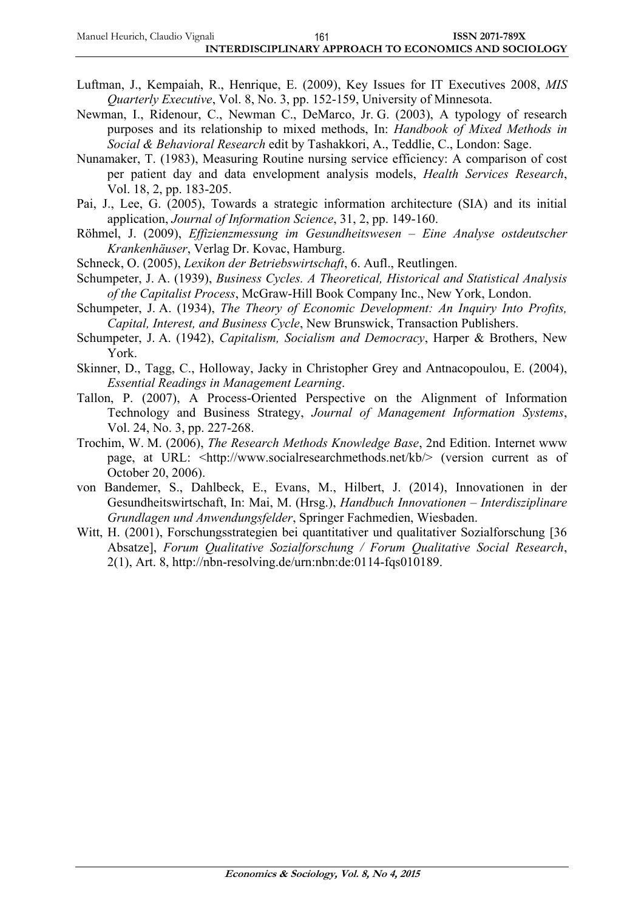Luftman, J., Kempaiah, R., Henrique, E. (2009), Key Issues for IT Executives 2008, *MIS Quarterly Executive*, Vol. 8, No. 3, pp. 152-159, University of Minnesota.

Newman, I., Ridenour, C., Newman C., DeMarco, Jr. G. (2003), A typology of research purposes and its relationship to mixed methods, In: *Handbook of Mixed Methods in Social & Behavioral Research* edit by Tashakkori, A., Teddlie, C., London: Sage.

Nunamaker, T. (1983), Measuring Routine nursing service efficiency: A comparison of cost per patient day and data envelopment analysis models, *Health Services Research*, Vol. 18, 2, pp. 183-205.

Pai, J., Lee, G. (2005), Towards a strategic information architecture (SIA) and its initial application, *Journal of Information Science*, 31, 2, pp. 149-160.

Röhmel, J. (2009), *Effizienzmessung im Gesundheitswesen – Eine Analyse ostdeutscher Krankenhäuser*, Verlag Dr. Kovac, Hamburg.

Schneck, O. (2005), *Lexikon der Betriebswirtschaft*, 6. Aufl., Reutlingen.

Schumpeter, J. A. (1939), *Business Cycles. A Theoretical, Historical and Statistical Analysis of the Capitalist Process*, McGraw-Hill Book Company Inc., New York, London.

Schumpeter, J. A. (1934), *The Theory of Economic Development: An Inquiry Into Profits, Capital, Interest, and Business Cycle*, New Brunswick, Transaction Publishers.

Schumpeter, J. A. (1942), *Capitalism, Socialism and Democracy*, Harper & Brothers, New York.

Skinner, D., Tagg, C., Holloway, Jacky in Christopher Grey and Antnacopoulou, E. (2004), *Essential Readings in Management Learning*.

Tallon, P. (2007), A Process-Oriented Perspective on the Alignment of Information Technology and Business Strategy, *Journal of Management Information Systems*, Vol. 24, No. 3, pp. 227-268.

Trochim, W. M. (2006), *The Research Methods Knowledge Base*, 2nd Edition. Internet www page, at URL: <http://www.socialresearchmethods.net/kb/> (version current as of October 20, 2006).

von Bandemer, S., Dahlbeck, E., Evans, M., Hilbert, J. (2014), Innovationen in der Gesundheitswirtschaft, In: Mai, M. (Hrsg.), *Handbuch Innovationen – Interdisziplinare Grundlagen und Anwendungsfelder*, Springer Fachmedien, Wiesbaden.

Witt, H. (2001), Forschungsstrategien bei quantitativer und qualitativer Sozialforschung [36 Absatze], *Forum Qualitative Sozialforschung / Forum Qualitative Social Research*, 2(1), Art. 8, http://nbn-resolving.de/urn:nbn:de:0114-fqs010189.